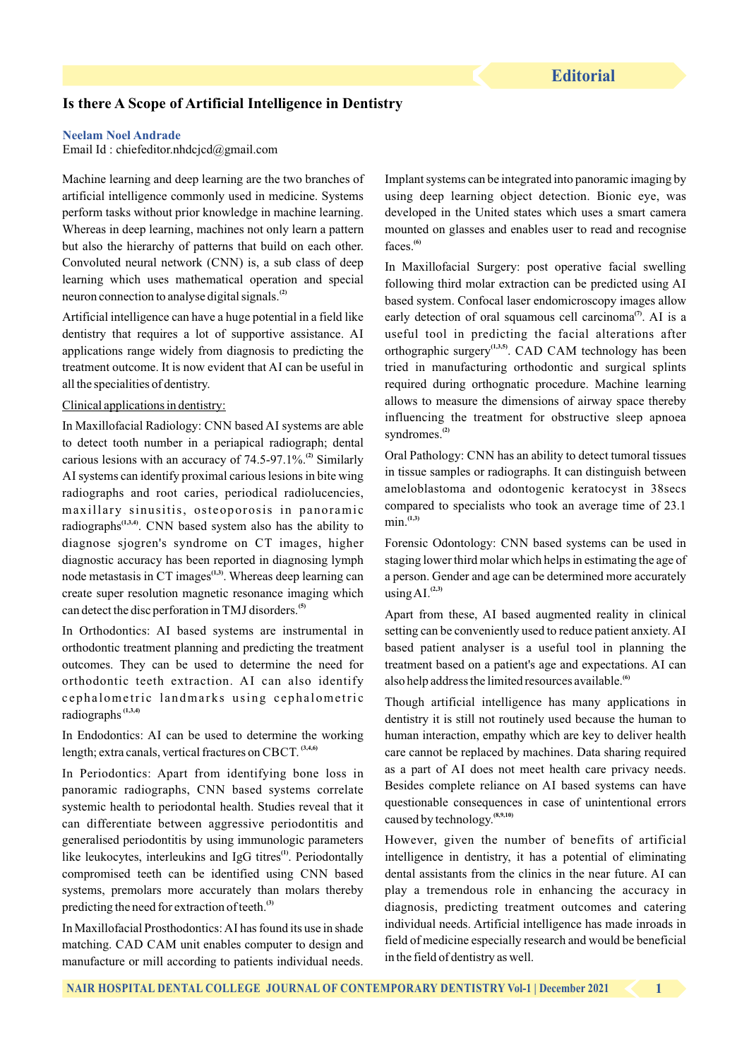Editorial

# Is there A Scope of Artificial Intelligence in Dentistry

**Neelam Noel Andrade**

Email Id : chiefeditor.nhdcjcd@gmail.com

Machine learning and deep learning are the two branches of artificial intelligence commonly used in medicine. Systems perform tasks without prior knowledge in machine learning. Whereas in deep learning, machines not only learn a pattern but also the hierarchy of patterns that build on each other. Convoluted neural network (CNN) is, a sub class of deep learning which uses mathematical operation and special neuron connection to analyse digital signals.[2]

Artificial intelligence can have a huge potential in a field like dentistry that requires a lot of supportive assistance. AI applications range widely from diagnosis to predicting the treatment outcome. It is now evident that AI can be useful in all the specialities of dentistry.

Clinical applications in dentistry:

In Maxillofacial Radiology: CNN based AI systems are able to detect tooth number in a periapical radiograph; dental carious lesions with an accuracy of 74.5-97.1%.[2] Similarly AI systems can identify proximal carious lesions in bite wing radiographs and root caries, periodical radiolucencies, maxillary sinusitis, osteoporosis in panoramic radiographs[1,3,4]. CNN based system also has the ability to diagnose sjogren's syndrome on CT images, higher diagnostic accuracy has been reported in diagnosing lymph node metastasis in CT images[1,3]. Whereas deep learning can create super resolution magnetic resonance imaging which can detect the disc perforation in TMJ disorders.[5]

In Orthodontics: AI based systems are instrumental in orthodontic treatment planning and predicting the treatment outcomes. They can be used to determine the need for orthodontic teeth extraction. AI can also identify cephalometric landmarks using cephalometric radiographs [1,3,4]

In Endodontics: AI can be used to determine the working length; extra canals, vertical fractures on CBCT. [3,4,6]

In Periodontics: Apart from identifying bone loss in panoramic radiographs, CNN based systems correlate systemic health to periodontal health. Studies reveal that it can differentiate between aggressive periodontitis and generalised periodontitis by using immunologic parameters like leukocytes, interleukins and IgG titres[1]. Periodontally compromised teeth can be identified using CNN based systems, premolars more accurately than molars thereby predicting the need for extraction of teeth.[3]

In Maxillofacial Prosthodontics: AI has found its use in shade matching. CAD CAM unit enables computer to design and manufacture or mill according to patients individual needs. Implant systems can be integrated into panoramic imaging by using deep learning object detection. Bionic eye, was developed in the United states which uses a smart camera mounted on glasses and enables user to read and recognise faces.[6]

In Maxillofacial Surgery: post operative facial swelling following third molar extraction can be predicted using AI based system. Confocal laser endomicroscopy images allow early detection of oral squamous cell carcinoma[7]. AI is a useful tool in predicting the facial alterations after orthographic surgery[1,3,5]. CAD CAM technology has been tried in manufacturing orthodontic and surgical splints required during orthognatic procedure. Machine learning allows to measure the dimensions of airway space thereby influencing the treatment for obstructive sleep apnoea syndromes.[2]

Oral Pathology: CNN has an ability to detect tumoral tissues in tissue samples or radiographs. It can distinguish between ameloblastoma and odontogenic keratocyst in 38secs compared to specialists who took an average time of 23.1 min.[1,3]

Forensic Odontology: CNN based systems can be used in staging lower third molar which helps in estimating the age of a person. Gender and age can be determined more accurately using AI.[2,3]

Apart from these, AI based augmented reality in clinical setting can be conveniently used to reduce patient anxiety. AI based patient analyser is a useful tool in planning the treatment based on a patient's age and expectations. AI can also help address the limited resources available.[6]

Though artificial intelligence has many applications in dentistry it is still not routinely used because the human to human interaction, empathy which are key to deliver health care cannot be replaced by machines. Data sharing required as a part of AI does not meet health care privacy needs. Besides complete reliance on AI based systems can have questionable consequences in case of unintentional errors caused by technology.[8,9,10]

However, given the number of benefits of artificial intelligence in dentistry, it has a potential of eliminating dental assistants from the clinics in the near future. AI can play a tremendous role in enhancing the accuracy in diagnosis, predicting treatment outcomes and catering individual needs. Artificial intelligence has made inroads in field of medicine especially research and would be beneficial in the field of dentistry as well.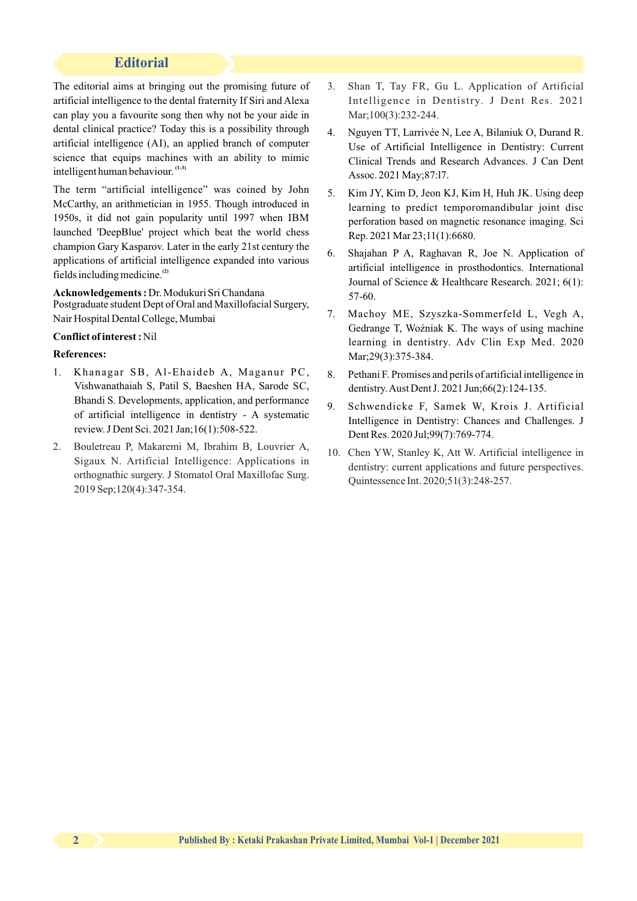# Editorial

The editorial aims at bringing out the promising future of artificial intelligence to the dental fraternity If Siri and Alexa can play you a favourite song then why not be your aide in dental clinical practice? Today this is a possibility through artificial intelligence (AI), an applied branch of computer science that equips machines with an ability to mimic intelligent human behaviour. [1-3]

The term "artificial intelligence" was coined by John McCarthy, an arithmetician in 1955. Though introduced in 1950s, it did not gain popularity until 1997 when IBM launched 'DeepBlue' project which beat the world chess champion Gary Kasparov. Later in the early 21st century the applications of artificial intelligence expanded into various fields including medicine.[2]

**Acknowledgements :** Dr. Modukuri Sri Chandana
Postgraduate student Dept of Oral and Maxillofacial Surgery, Nair Hospital Dental College, Mumbai

**Conflict of interest :** Nil

**References:**

1. Khanagar SB, Al-Ehaideb A, Maganur PC, Vishwanathaiah S, Patil S, Baeshen HA, Sarode SC, Bhandi S. Developments, application, and performance of artificial intelligence in dentistry - A systematic review. J Dent Sci. 2021 Jan;16(1):508-522.
2. Bouletreau P, Makaremi M, Ibrahim B, Louvrier A, Sigaux N. Artificial Intelligence: Applications in orthognathic surgery. J Stomatol Oral Maxillofac Surg. 2019 Sep;120(4):347-354.
3. Shan T, Tay FR, Gu L. Application of Artificial Intelligence in Dentistry. J Dent Res. 2021 Mar;100(3):232-244.
4. Nguyen TT, Larrivée N, Lee A, Bilaniuk O, Durand R. Use of Artificial Intelligence in Dentistry: Current Clinical Trends and Research Advances. J Can Dent Assoc. 2021 May;87:l7.
5. Kim JY, Kim D, Jeon KJ, Kim H, Huh JK. Using deep learning to predict temporomandibular joint disc perforation based on magnetic resonance imaging. Sci Rep. 2021 Mar 23;11(1):6680.
6. Shajahan P A, Raghavan R, Joe N. Application of artificial intelligence in prosthodontics. International Journal of Science & Healthcare Research. 2021; 6(1): 57-60.
7. Machoy ME, Szyszka-Sommerfeld L, Vegh A, Gedrange T, Woźniak K. The ways of using machine learning in dentistry. Adv Clin Exp Med. 2020 Mar;29(3):375-384.
8. Pethani F. Promises and perils of artificial intelligence in dentistry. Aust Dent J. 2021 Jun;66(2):124-135.
9. Schwendicke F, Samek W, Krois J. Artificial Intelligence in Dentistry: Chances and Challenges. J Dent Res. 2020 Jul;99(7):769-774.
10. Chen YW, Stanley K, Att W. Artificial intelligence in dentistry: current applications and future perspectives. Quintessence Int. 2020;51(3):248-257.